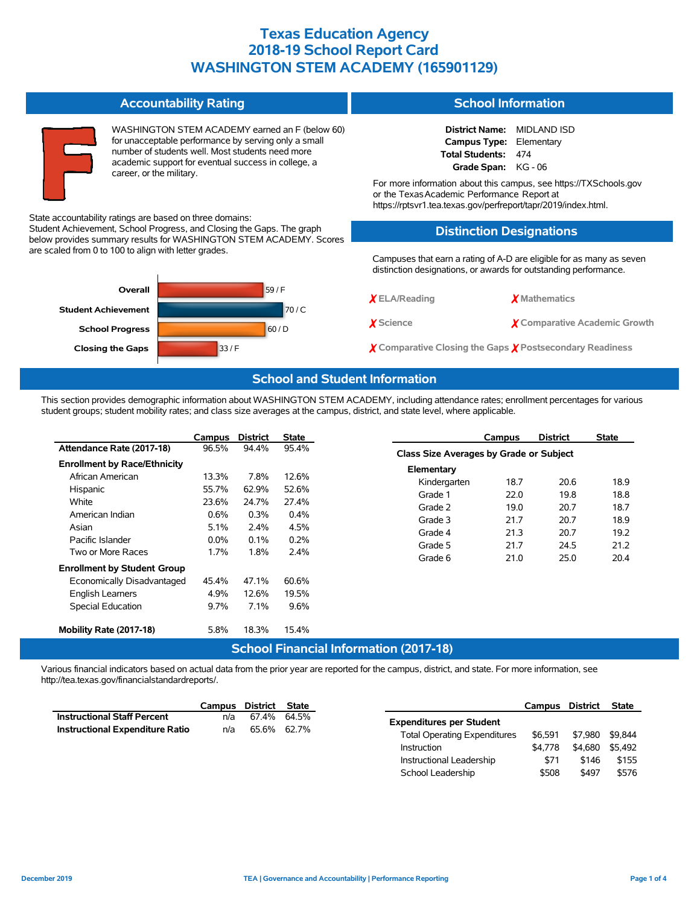# Texas Education Agency
# 2018-19 School Report Card
# WASHINGTON STEM ACADEMY (165901129)

## Accountability Rating

**F**

WASHINGTON STEM ACADEMY earned an F (below 60) for unacceptable performance by serving only a small number of students well. Most students need more academic support for eventual success in college, a career, or the military.

State accountability ratings are based on three domains: Student Achievement, School Progress, and Closing the Gaps. The graph below provides summary results for WASHINGTON STEM ACADEMY. Scores are scaled from 0 to 100 to align with letter grades.

| Domain | Score / Grade |
|---|---|
| Overall | 59 / F |
| Student Achievement | 70 / C |
| School Progress | 60 / D |
| Closing the Gaps | 33 / F |

## School Information

**District Name:** MIDLAND ISD
**Campus Type:** Elementary
**Total Students:** 474
**Grade Span:** KG - 06

For more information about this campus, see https://TXSchools.gov or the Texas Academic Performance Report at https://rptsvr1.tea.texas.gov/perfreport/tapr/2019/index.html.

## Distinction Designations

Campuses that earn a rating of A-D are eligible for as many as seven distinction designations, or awards for outstanding performance.

- ✗ ELA/Reading
- ✗ Mathematics
- ✗ Science
- ✗ Comparative Academic Growth
- ✗ Comparative Closing the Gaps
- ✗ Postsecondary Readiness

## School and Student Information

This section provides demographic information about WASHINGTON STEM ACADEMY, including attendance rates; enrollment percentages for various student groups; student mobility rates; and class size averages at the campus, district, and state level, where applicable.

| | Campus | District | State |
|---|---|---|---|
| **Attendance Rate (2017-18)** | 96.5% | 94.4% | 95.4% |
| **Enrollment by Race/Ethnicity** | | | |
| African American | 13.3% | 7.8% | 12.6% |
| Hispanic | 55.7% | 62.9% | 52.6% |
| White | 23.6% | 24.7% | 27.4% |
| American Indian | 0.6% | 0.3% | 0.4% |
| Asian | 5.1% | 2.4% | 4.5% |
| Pacific Islander | 0.0% | 0.1% | 0.2% |
| Two or More Races | 1.7% | 1.8% | 2.4% |
| **Enrollment by Student Group** | | | |
| Economically Disadvantaged | 45.4% | 47.1% | 60.6% |
| English Learners | 4.9% | 12.6% | 19.5% |
| Special Education | 9.7% | 7.1% | 9.6% |
| **Mobility Rate (2017-18)** | 5.8% | 18.3% | 15.4% |

| | Campus | District | State |
|---|---|---|---|
| **Class Size Averages by Grade or Subject** | | | |
| **Elementary** | | | |
| Kindergarten | 18.7 | 20.6 | 18.9 |
| Grade 1 | 22.0 | 19.8 | 18.8 |
| Grade 2 | 19.0 | 20.7 | 18.7 |
| Grade 3 | 21.7 | 20.7 | 18.9 |
| Grade 4 | 21.3 | 20.7 | 19.2 |
| Grade 5 | 21.7 | 24.5 | 21.2 |
| Grade 6 | 21.0 | 25.0 | 20.4 |

## School Financial Information (2017-18)

Various financial indicators based on actual data from the prior year are reported for the campus, district, and state. For more information, see http://tea.texas.gov/financialstandardreports/.

| | Campus | District | State |
|---|---|---|---|
| **Instructional Staff Percent** | n/a | 67.4% | 64.5% |
| **Instructional Expenditure Ratio** | n/a | 65.6% | 62.7% |

| | Campus | District | State |
|---|---|---|---|
| **Expenditures per Student** | | | |
| Total Operating Expenditures | $6,591 | $7,980 | $9,844 |
| Instruction | $4,778 | $4,680 | $5,492 |
| Instructional Leadership | $71 | $146 | $155 |
| School Leadership | $508 | $497 | $576 |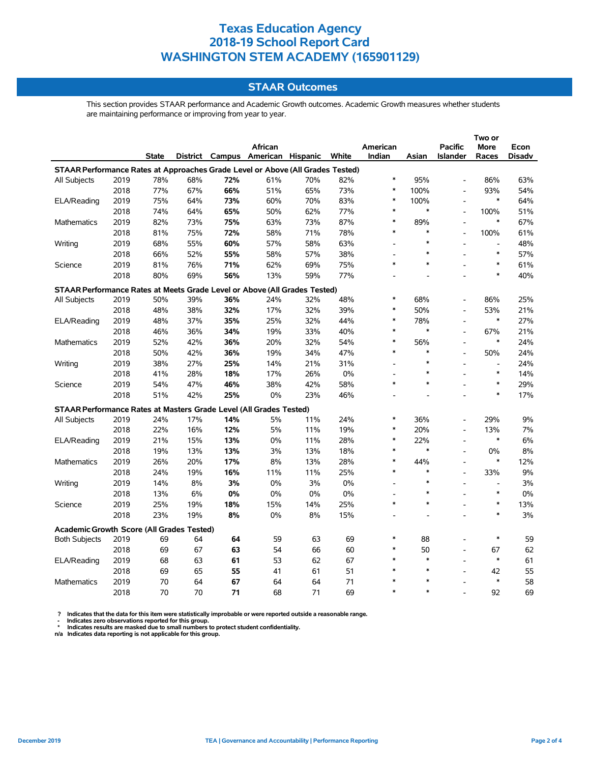# Texas Education Agency
# 2018-19 School Report Card
# WASHINGTON STEM ACADEMY (165901129)

## STAAR Outcomes

This section provides STAAR performance and Academic Growth outcomes. Academic Growth measures whether students are maintaining performance or improving from year to year.

| | | State | District | Campus | African American | Hispanic | White | American Indian | Asian | Pacific Islander | Two or More Races | Econ Disadv |
|---|---|---|---|---|---|---|---|---|---|---|---|---|
| **STAAR Performance Rates at Approaches Grade Level or Above (All Grades Tested)** | | | | | | | | | | | | |
| All Subjects | 2019 | 78% | 68% | **72%** | 61% | 70% | 82% | * | 95% | - | 86% | 63% |
| | 2018 | 77% | 67% | **66%** | 51% | 65% | 73% | * | 100% | - | 93% | 54% |
| ELA/Reading | 2019 | 75% | 64% | **73%** | 60% | 70% | 83% | * | 100% | - | * | 64% |
| | 2018 | 74% | 64% | **65%** | 50% | 62% | 77% | * | * | - | 100% | 51% |
| Mathematics | 2019 | 82% | 73% | **75%** | 63% | 73% | 87% | * | 89% | - | * | 67% |
| | 2018 | 81% | 75% | **72%** | 58% | 71% | 78% | * | * | - | 100% | 61% |
| Writing | 2019 | 68% | 55% | **60%** | 57% | 58% | 63% | - | * | - | - | 48% |
| | 2018 | 66% | 52% | **55%** | 58% | 57% | 38% | - | * | - | * | 57% |
| Science | 2019 | 81% | 76% | **71%** | 62% | 69% | 75% | * | * | - | * | 61% |
| | 2018 | 80% | 69% | **56%** | 13% | 59% | 77% | - | - | - | * | 40% |
| **STAAR Performance Rates at Meets Grade Level or Above (All Grades Tested)** | | | | | | | | | | | | |
| All Subjects | 2019 | 50% | 39% | **36%** | 24% | 32% | 48% | * | 68% | - | 86% | 25% |
| | 2018 | 48% | 38% | **32%** | 17% | 32% | 39% | * | 50% | - | 53% | 21% |
| ELA/Reading | 2019 | 48% | 37% | **35%** | 25% | 32% | 44% | * | 78% | - | * | 27% |
| | 2018 | 46% | 36% | **34%** | 19% | 33% | 40% | * | * | - | 67% | 21% |
| Mathematics | 2019 | 52% | 42% | **36%** | 20% | 32% | 54% | * | 56% | - | * | 24% |
| | 2018 | 50% | 42% | **36%** | 19% | 34% | 47% | * | * | - | 50% | 24% |
| Writing | 2019 | 38% | 27% | **25%** | 14% | 21% | 31% | - | * | - | - | 24% |
| | 2018 | 41% | 28% | **18%** | 17% | 26% | 0% | - | * | - | * | 14% |
| Science | 2019 | 54% | 47% | **46%** | 38% | 42% | 58% | * | * | - | * | 29% |
| | 2018 | 51% | 42% | **25%** | 0% | 23% | 46% | - | - | - | * | 17% |
| **STAAR Performance Rates at Masters Grade Level (All Grades Tested)** | | | | | | | | | | | | |
| All Subjects | 2019 | 24% | 17% | **14%** | 5% | 11% | 24% | * | 36% | - | 29% | 9% |
| | 2018 | 22% | 16% | **12%** | 5% | 11% | 19% | * | 20% | - | 13% | 7% |
| ELA/Reading | 2019 | 21% | 15% | **13%** | 0% | 11% | 28% | * | 22% | - | * | 6% |
| | 2018 | 19% | 13% | **13%** | 3% | 13% | 18% | * | * | - | 0% | 8% |
| Mathematics | 2019 | 26% | 20% | **17%** | 8% | 13% | 28% | * | 44% | - | * | 12% |
| | 2018 | 24% | 19% | **16%** | 11% | 11% | 25% | * | * | - | 33% | 9% |
| Writing | 2019 | 14% | 8% | **3%** | 0% | 3% | 0% | - | * | - | - | 3% |
| | 2018 | 13% | 6% | **0%** | 0% | 0% | 0% | - | * | - | * | 0% |
| Science | 2019 | 25% | 19% | **18%** | 15% | 14% | 25% | * | * | - | * | 13% |
| | 2018 | 23% | 19% | **8%** | 0% | 8% | 15% | - | - | - | * | 3% |
| **Academic Growth Score (All Grades Tested)** | | | | | | | | | | | | |
| Both Subjects | 2019 | 69 | 64 | **64** | 59 | 63 | 69 | * | 88 | - | * | 59 |
| | 2018 | 69 | 67 | **63** | 54 | 66 | 60 | * | 50 | - | 67 | 62 |
| ELA/Reading | 2019 | 68 | 63 | **61** | 53 | 62 | 67 | * | * | - | * | 61 |
| | 2018 | 69 | 65 | **55** | 41 | 61 | 51 | * | * | - | 42 | 55 |
| Mathematics | 2019 | 70 | 64 | **67** | 64 | 64 | 71 | * | * | - | * | 58 |
| | 2018 | 70 | 70 | **71** | 68 | 71 | 69 | * | * | - | 92 | 69 |

**?** Indicates that the data for this item were statistically improbable or were reported outside a reasonable range.
**-** Indicates zero observations reported for this group.
**\*** Indicates results are masked due to small numbers to protect student confidentiality.
**n/a** Indicates data reporting is not applicable for this group.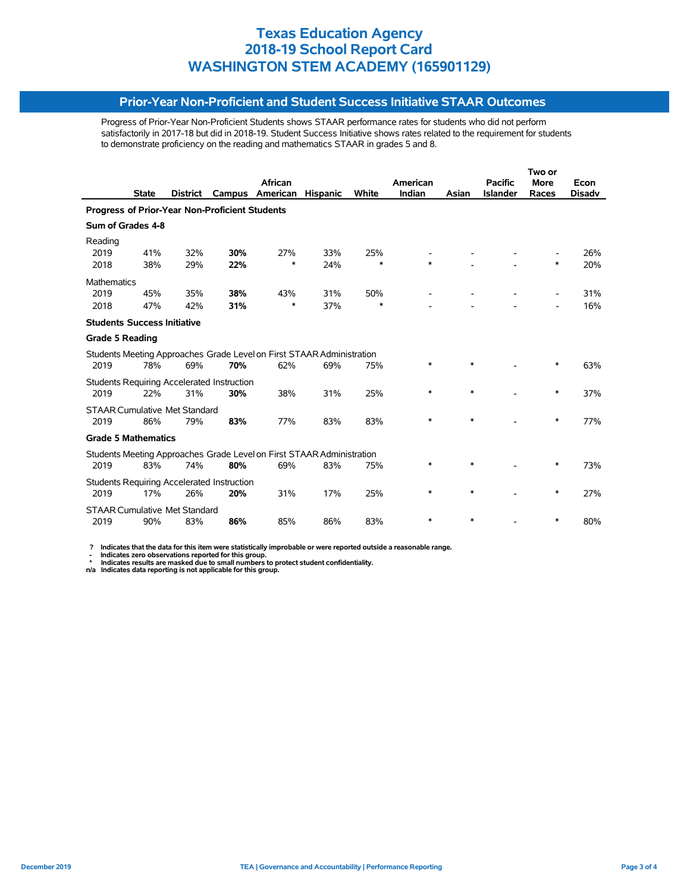# Texas Education Agency
# 2018-19 School Report Card
# WASHINGTON STEM ACADEMY (165901129)

## Prior-Year Non-Proficient and Student Success Initiative STAAR Outcomes

Progress of Prior-Year Non-Proficient Students shows STAAR performance rates for students who did not perform satisfactorily in 2017-18 but did in 2018-19. Student Success Initiative shows rates related to the requirement for students to demonstrate proficiency on the reading and mathematics STAAR in grades 5 and 8.

| | State | District | Campus | African American | Hispanic | White | American Indian | Asian | Pacific Islander | Two or More Races | Econ Disadv |
|---|---|---|---|---|---|---|---|---|---|---|---|
| **Progress of Prior-Year Non-Proficient Students** | | | | | | | | | | | |
| **Sum of Grades 4-8** | | | | | | | | | | | |
| Reading | | | | | | | | | | | |
| 2019 | 41% | 32% | **30%** | 27% | 33% | 25% | - | - | - | - | 26% |
| 2018 | 38% | 29% | **22%** | * | 24% | * | * | - | - | * | 20% |
| Mathematics | | | | | | | | | | | |
| 2019 | 45% | 35% | **38%** | 43% | 31% | 50% | - | - | - | - | 31% |
| 2018 | 47% | 42% | **31%** | * | 37% | * | - | - | - | - | 16% |
| **Students Success Initiative** | | | | | | | | | | | |
| **Grade 5 Reading** | | | | | | | | | | | |
| Students Meeting Approaches Grade Level on First STAAR Administration | | | | | | | | | | | |
| 2019 | 78% | 69% | **70%** | 62% | 69% | 75% | * | * | - | * | 63% |
| Students Requiring Accelerated Instruction | | | | | | | | | | | |
| 2019 | 22% | 31% | **30%** | 38% | 31% | 25% | * | * | - | * | 37% |
| STAAR Cumulative Met Standard | | | | | | | | | | | |
| 2019 | 86% | 79% | **83%** | 77% | 83% | 83% | * | * | - | * | 77% |
| **Grade 5 Mathematics** | | | | | | | | | | | |
| Students Meeting Approaches Grade Level on First STAAR Administration | | | | | | | | | | | |
| 2019 | 83% | 74% | **80%** | 69% | 83% | 75% | * | * | - | * | 73% |
| Students Requiring Accelerated Instruction | | | | | | | | | | | |
| 2019 | 17% | 26% | **20%** | 31% | 17% | 25% | * | * | - | * | 27% |
| STAAR Cumulative Met Standard | | | | | | | | | | | |
| 2019 | 90% | 83% | **86%** | 85% | 86% | 83% | * | * | - | * | 80% |

**?** Indicates that the data for this item were statistically improbable or were reported outside a reasonable range.
**-** Indicates zero observations reported for this group.
**\*** Indicates results are masked due to small numbers to protect student confidentiality.
**n/a** Indicates data reporting is not applicable for this group.